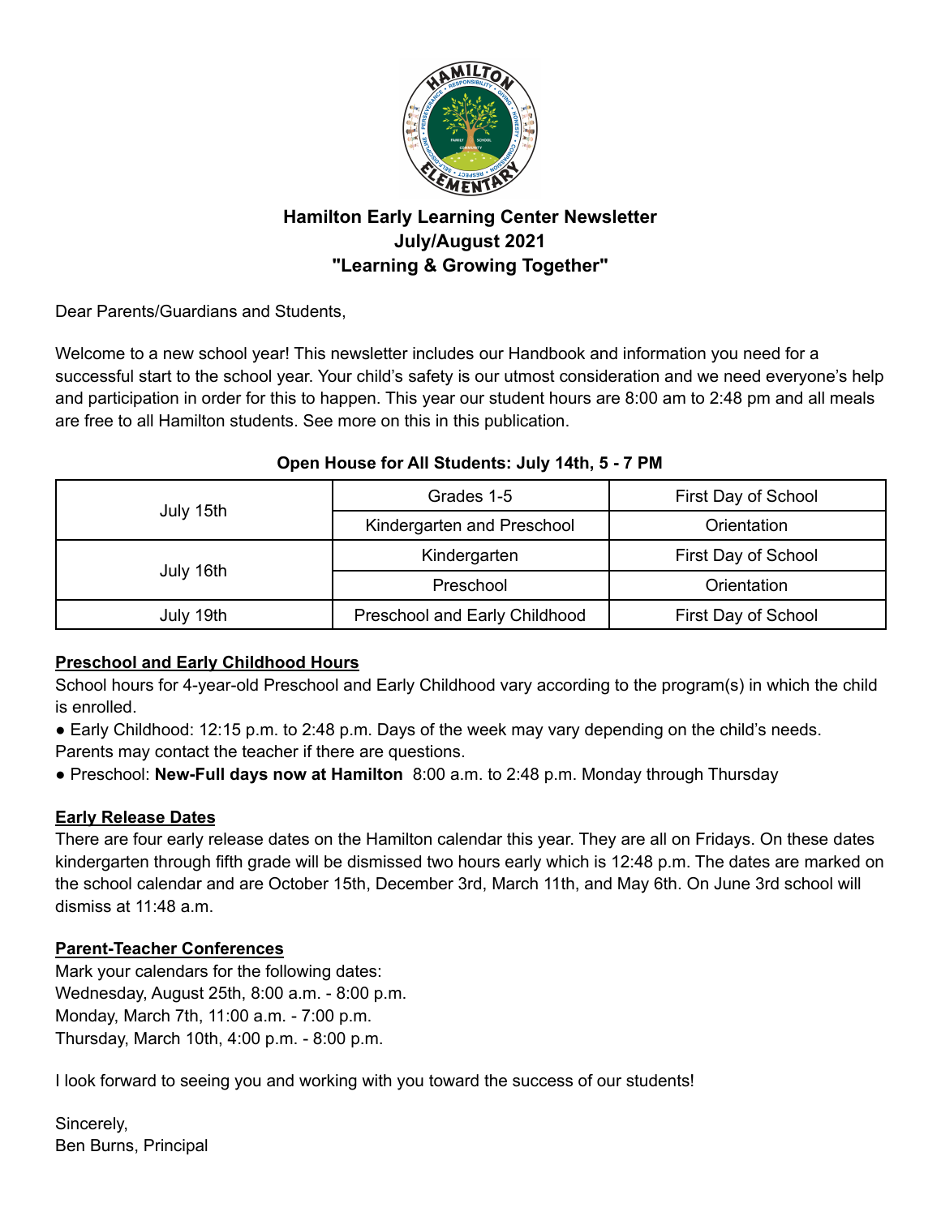# Hamilton Early Learning Center Newsletter
## July/August 2021
## "Learning & Growing Together"

Dear Parents/Guardians and Students,

Welcome to a new school year! This newsletter includes our Handbook and information you need for a successful start to the school year. Your child's safety is our utmost consideration and we need everyone's help and participation in order for this to happen. This year our student hours are 8:00 am to 2:48 pm and all meals are free to all Hamilton students. See more on this in this publication.

**Open House for All Students: July 14th, 5 - 7 PM**

| | | |
|---|---|---|
| July 15th | Grades 1-5 | First Day of School |
| | Kindergarten and Preschool | Orientation |
| July 16th | Kindergarten | First Day of School |
| | Preschool | Orientation |
| July 19th | Preschool and Early Childhood | First Day of School |

### Preschool and Early Childhood Hours

School hours for 4-year-old Preschool and Early Childhood vary according to the program(s) in which the child is enrolled.

- Early Childhood: 12:15 p.m. to 2:48 p.m. Days of the week may vary depending on the child's needs. Parents may contact the teacher if there are questions.
- Preschool: **New-Full days now at Hamilton** 8:00 a.m. to 2:48 p.m. Monday through Thursday

### Early Release Dates

There are four early release dates on the Hamilton calendar this year. They are all on Fridays. On these dates kindergarten through fifth grade will be dismissed two hours early which is 12:48 p.m. The dates are marked on the school calendar and are October 15th, December 3rd, March 11th, and May 6th. On June 3rd school will dismiss at 11:48 a.m.

### Parent-Teacher Conferences

Mark your calendars for the following dates:
Wednesday, August 25th, 8:00 a.m. - 8:00 p.m.
Monday, March 7th, 11:00 a.m. - 7:00 p.m.
Thursday, March 10th, 4:00 p.m. - 8:00 p.m.

I look forward to seeing you and working with you toward the success of our students!

Sincerely,
Ben Burns, Principal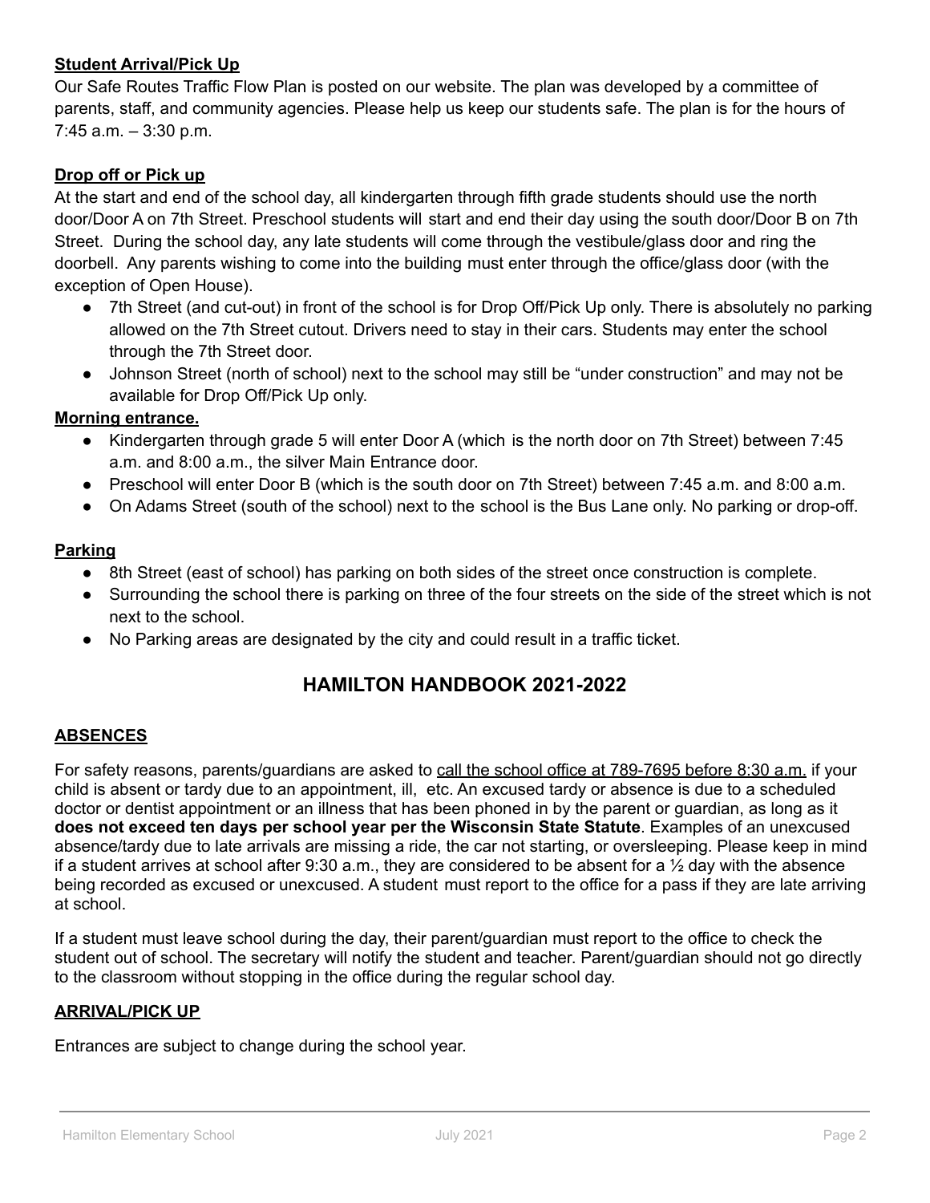**Student Arrival/Pick Up**

Our Safe Routes Traffic Flow Plan is posted on our website. The plan was developed by a committee of parents, staff, and community agencies. Please help us keep our students safe. The plan is for the hours of 7:45 a.m. – 3:30 p.m.

**Drop off or Pick up**

At the start and end of the school day, all kindergarten through fifth grade students should use the north door/Door A on 7th Street. Preschool students will start and end their day using the south door/Door B on 7th Street. During the school day, any late students will come through the vestibule/glass door and ring the doorbell. Any parents wishing to come into the building must enter through the office/glass door (with the exception of Open House).

- 7th Street (and cut-out) in front of the school is for Drop Off/Pick Up only. There is absolutely no parking allowed on the 7th Street cutout. Drivers need to stay in their cars. Students may enter the school through the 7th Street door.
- Johnson Street (north of school) next to the school may still be "under construction" and may not be available for Drop Off/Pick Up only.

**Morning entrance.**

- Kindergarten through grade 5 will enter Door A (which is the north door on 7th Street) between 7:45 a.m. and 8:00 a.m., the silver Main Entrance door.
- Preschool will enter Door B (which is the south door on 7th Street) between 7:45 a.m. and 8:00 a.m.
- On Adams Street (south of the school) next to the school is the Bus Lane only. No parking or drop-off.

**Parking**

- 8th Street (east of school) has parking on both sides of the street once construction is complete.
- Surrounding the school there is parking on three of the four streets on the side of the street which is not next to the school.
- No Parking areas are designated by the city and could result in a traffic ticket.

# HAMILTON HANDBOOK 2021-2022

## ABSENCES

For safety reasons, parents/guardians are asked to call the school office at 789-7695 before 8:30 a.m. if your child is absent or tardy due to an appointment, ill, etc. An excused tardy or absence is due to a scheduled doctor or dentist appointment or an illness that has been phoned in by the parent or guardian, as long as it **does not exceed ten days per school year per the Wisconsin State Statute**. Examples of an unexcused absence/tardy due to late arrivals are missing a ride, the car not starting, or oversleeping. Please keep in mind if a student arrives at school after 9:30 a.m., they are considered to be absent for a ½ day with the absence being recorded as excused or unexcused. A student must report to the office for a pass if they are late arriving at school.

If a student must leave school during the day, their parent/guardian must report to the office to check the student out of school. The secretary will notify the student and teacher. Parent/guardian should not go directly to the classroom without stopping in the office during the regular school day.

## ARRIVAL/PICK UP

Entrances are subject to change during the school year.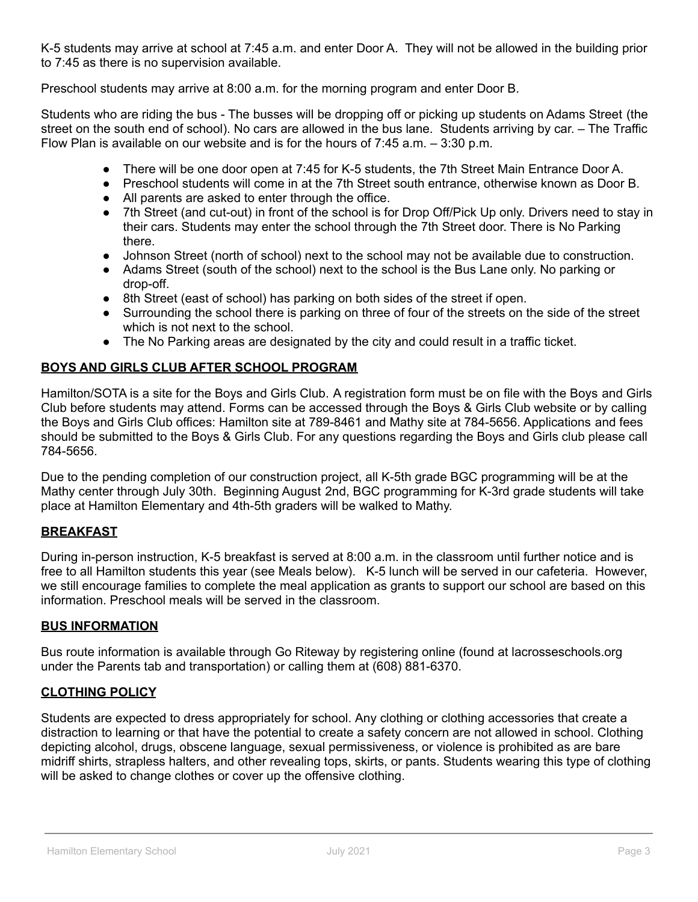K-5 students may arrive at school at 7:45 a.m. and enter Door A. They will not be allowed in the building prior to 7:45 as there is no supervision available.

Preschool students may arrive at 8:00 a.m. for the morning program and enter Door B.

Students who are riding the bus - The busses will be dropping off or picking up students on Adams Street (the street on the south end of school). No cars are allowed in the bus lane. Students arriving by car. – The Traffic Flow Plan is available on our website and is for the hours of 7:45 a.m. – 3:30 p.m.

- There will be one door open at 7:45 for K-5 students, the 7th Street Main Entrance Door A.
- Preschool students will come in at the 7th Street south entrance, otherwise known as Door B.
- All parents are asked to enter through the office.
- 7th Street (and cut-out) in front of the school is for Drop Off/Pick Up only. Drivers need to stay in their cars. Students may enter the school through the 7th Street door. There is No Parking there.
- Johnson Street (north of school) next to the school may not be available due to construction.
- Adams Street (south of the school) next to the school is the Bus Lane only. No parking or drop-off.
- 8th Street (east of school) has parking on both sides of the street if open.
- Surrounding the school there is parking on three of four of the streets on the side of the street which is not next to the school.
- The No Parking areas are designated by the city and could result in a traffic ticket.

## BOYS AND GIRLS CLUB AFTER SCHOOL PROGRAM

Hamilton/SOTA is a site for the Boys and Girls Club. A registration form must be on file with the Boys and Girls Club before students may attend. Forms can be accessed through the Boys & Girls Club website or by calling the Boys and Girls Club offices: Hamilton site at 789-8461 and Mathy site at 784-5656. Applications and fees should be submitted to the Boys & Girls Club. For any questions regarding the Boys and Girls club please call 784-5656.

Due to the pending completion of our construction project, all K-5th grade BGC programming will be at the Mathy center through July 30th. Beginning August 2nd, BGC programming for K-3rd grade students will take place at Hamilton Elementary and 4th-5th graders will be walked to Mathy.

## BREAKFAST

During in-person instruction, K-5 breakfast is served at 8:00 a.m. in the classroom until further notice and is free to all Hamilton students this year (see Meals below). K-5 lunch will be served in our cafeteria. However, we still encourage families to complete the meal application as grants to support our school are based on this information. Preschool meals will be served in the classroom.

## BUS INFORMATION

Bus route information is available through Go Riteway by registering online (found at lacrosseschools.org under the Parents tab and transportation) or calling them at (608) 881-6370.

## CLOTHING POLICY

Students are expected to dress appropriately for school. Any clothing or clothing accessories that create a distraction to learning or that have the potential to create a safety concern are not allowed in school. Clothing depicting alcohol, drugs, obscene language, sexual permissiveness, or violence is prohibited as are bare midriff shirts, strapless halters, and other revealing tops, skirts, or pants. Students wearing this type of clothing will be asked to change clothes or cover up the offensive clothing.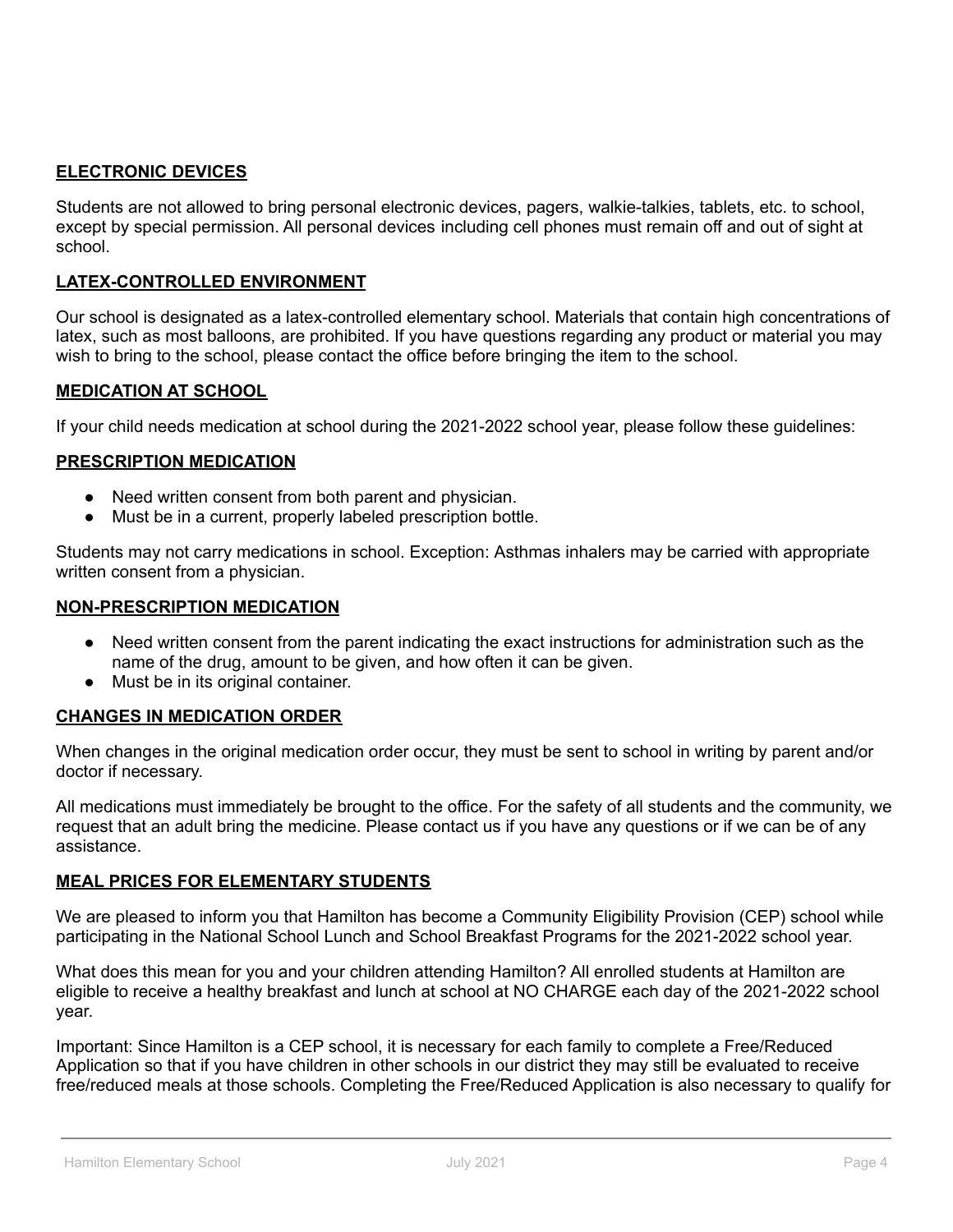## ELECTRONIC DEVICES

Students are not allowed to bring personal electronic devices, pagers, walkie-talkies, tablets, etc. to school, except by special permission. All personal devices including cell phones must remain off and out of sight at school.

## LATEX-CONTROLLED ENVIRONMENT

Our school is designated as a latex-controlled elementary school. Materials that contain high concentrations of latex, such as most balloons, are prohibited. If you have questions regarding any product or material you may wish to bring to the school, please contact the office before bringing the item to the school.

## MEDICATION AT SCHOOL

If your child needs medication at school during the 2021-2022 school year, please follow these guidelines:

### PRESCRIPTION MEDICATION

- Need written consent from both parent and physician.
- Must be in a current, properly labeled prescription bottle.

Students may not carry medications in school. Exception: Asthmas inhalers may be carried with appropriate written consent from a physician.

### NON-PRESCRIPTION MEDICATION

- Need written consent from the parent indicating the exact instructions for administration such as the name of the drug, amount to be given, and how often it can be given.
- Must be in its original container.

### CHANGES IN MEDICATION ORDER

When changes in the original medication order occur, they must be sent to school in writing by parent and/or doctor if necessary.

All medications must immediately be brought to the office. For the safety of all students and the community, we request that an adult bring the medicine. Please contact us if you have any questions or if we can be of any assistance.

## MEAL PRICES FOR ELEMENTARY STUDENTS

We are pleased to inform you that Hamilton has become a Community Eligibility Provision (CEP) school while participating in the National School Lunch and School Breakfast Programs for the 2021-2022 school year.

What does this mean for you and your children attending Hamilton? All enrolled students at Hamilton are eligible to receive a healthy breakfast and lunch at school at NO CHARGE each day of the 2021-2022 school year.

Important: Since Hamilton is a CEP school, it is necessary for each family to complete a Free/Reduced Application so that if you have children in other schools in our district they may still be evaluated to receive free/reduced meals at those schools. Completing the Free/Reduced Application is also necessary to qualify for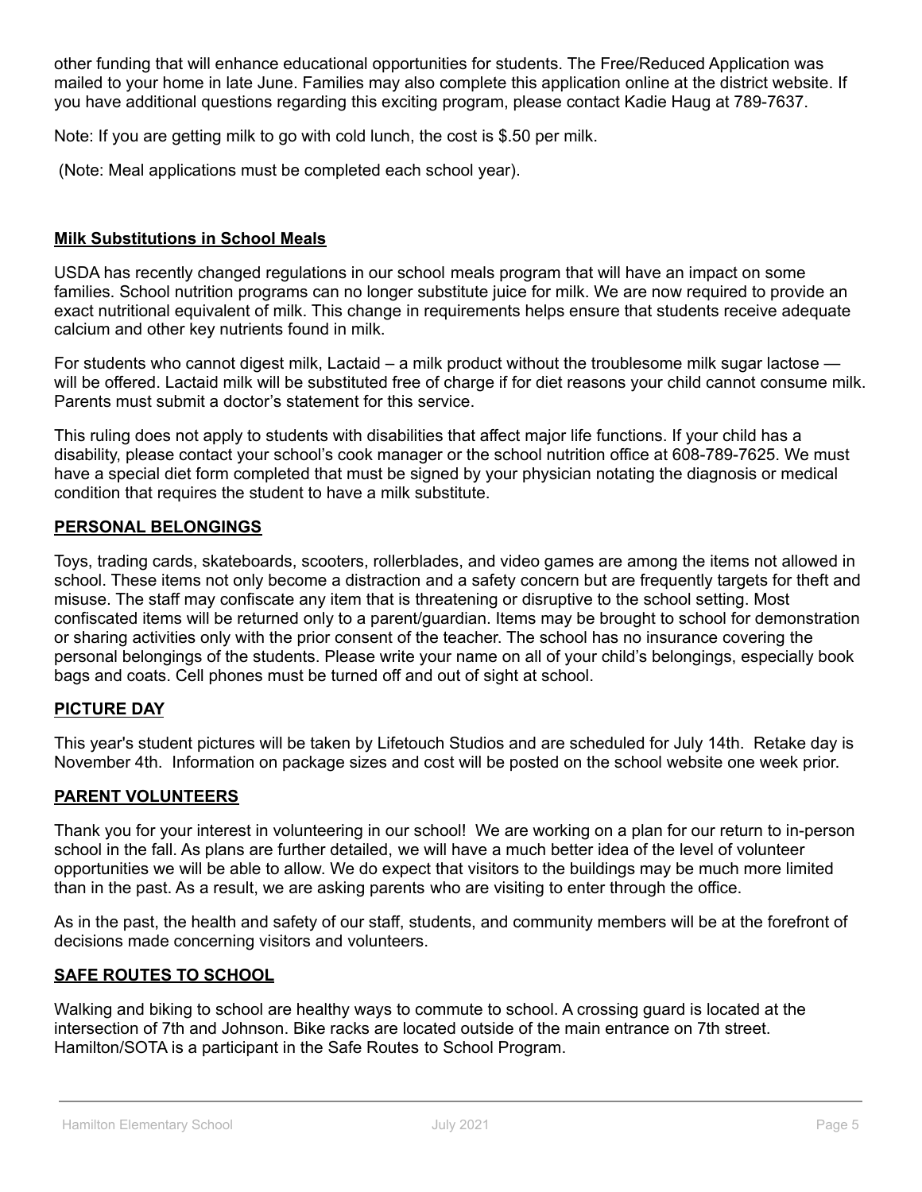other funding that will enhance educational opportunities for students. The Free/Reduced Application was mailed to your home in late June. Families may also complete this application online at the district website. If you have additional questions regarding this exciting program, please contact Kadie Haug at 789-7637.

Note: If you are getting milk to go with cold lunch, the cost is $.50 per milk.

(Note: Meal applications must be completed each school year).

## Milk Substitutions in School Meals

USDA has recently changed regulations in our school meals program that will have an impact on some families. School nutrition programs can no longer substitute juice for milk. We are now required to provide an exact nutritional equivalent of milk. This change in requirements helps ensure that students receive adequate calcium and other key nutrients found in milk.

For students who cannot digest milk, Lactaid – a milk product without the troublesome milk sugar lactose — will be offered. Lactaid milk will be substituted free of charge if for diet reasons your child cannot consume milk. Parents must submit a doctor's statement for this service.

This ruling does not apply to students with disabilities that affect major life functions. If your child has a disability, please contact your school's cook manager or the school nutrition office at 608-789-7625. We must have a special diet form completed that must be signed by your physician notating the diagnosis or medical condition that requires the student to have a milk substitute.

## PERSONAL BELONGINGS

Toys, trading cards, skateboards, scooters, rollerblades, and video games are among the items not allowed in school. These items not only become a distraction and a safety concern but are frequently targets for theft and misuse. The staff may confiscate any item that is threatening or disruptive to the school setting. Most confiscated items will be returned only to a parent/guardian. Items may be brought to school for demonstration or sharing activities only with the prior consent of the teacher. The school has no insurance covering the personal belongings of the students. Please write your name on all of your child's belongings, especially book bags and coats. Cell phones must be turned off and out of sight at school.

## PICTURE DAY

This year's student pictures will be taken by Lifetouch Studios and are scheduled for July 14th. Retake day is November 4th. Information on package sizes and cost will be posted on the school website one week prior.

## PARENT VOLUNTEERS

Thank you for your interest in volunteering in our school! We are working on a plan for our return to in-person school in the fall. As plans are further detailed, we will have a much better idea of the level of volunteer opportunities we will be able to allow. We do expect that visitors to the buildings may be much more limited than in the past. As a result, we are asking parents who are visiting to enter through the office.

As in the past, the health and safety of our staff, students, and community members will be at the forefront of decisions made concerning visitors and volunteers.

## SAFE ROUTES TO SCHOOL

Walking and biking to school are healthy ways to commute to school. A crossing guard is located at the intersection of 7th and Johnson. Bike racks are located outside of the main entrance on 7th street. Hamilton/SOTA is a participant in the Safe Routes to School Program.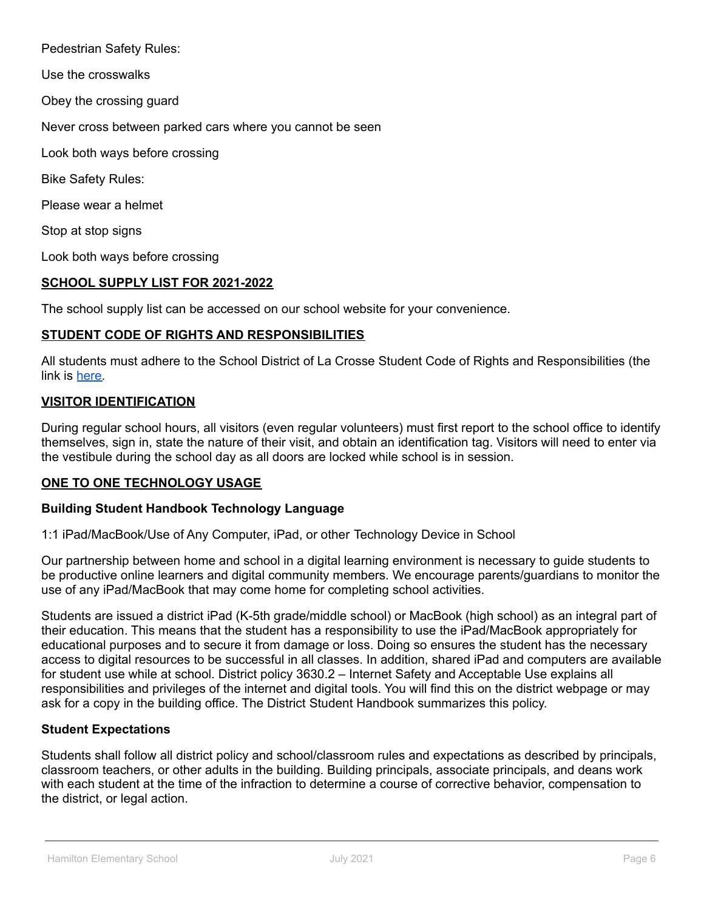Pedestrian Safety Rules:

Use the crosswalks

Obey the crossing guard

Never cross between parked cars where you cannot be seen

Look both ways before crossing

Bike Safety Rules:

Please wear a helmet

Stop at stop signs

Look both ways before crossing

## SCHOOL SUPPLY LIST FOR 2021-2022

The school supply list can be accessed on our school website for your convenience.

## STUDENT CODE OF RIGHTS AND RESPONSIBILITIES

All students must adhere to the School District of La Crosse Student Code of Rights and Responsibilities (the link is here.

## VISITOR IDENTIFICATION

During regular school hours, all visitors (even regular volunteers) must first report to the school office to identify themselves, sign in, state the nature of their visit, and obtain an identification tag. Visitors will need to enter via the vestibule during the school day as all doors are locked while school is in session.

## ONE TO ONE TECHNOLOGY USAGE

### Building Student Handbook Technology Language

1:1 iPad/MacBook/Use of Any Computer, iPad, or other Technology Device in School

Our partnership between home and school in a digital learning environment is necessary to guide students to be productive online learners and digital community members. We encourage parents/guardians to monitor the use of any iPad/MacBook that may come home for completing school activities.

Students are issued a district iPad (K-5th grade/middle school) or MacBook (high school) as an integral part of their education. This means that the student has a responsibility to use the iPad/MacBook appropriately for educational purposes and to secure it from damage or loss. Doing so ensures the student has the necessary access to digital resources to be successful in all classes. In addition, shared iPad and computers are available for student use while at school. District policy 3630.2 – Internet Safety and Acceptable Use explains all responsibilities and privileges of the internet and digital tools. You will find this on the district webpage or may ask for a copy in the building office. The District Student Handbook summarizes this policy.

### Student Expectations

Students shall follow all district policy and school/classroom rules and expectations as described by principals, classroom teachers, or other adults in the building. Building principals, associate principals, and deans work with each student at the time of the infraction to determine a course of corrective behavior, compensation to the district, or legal action.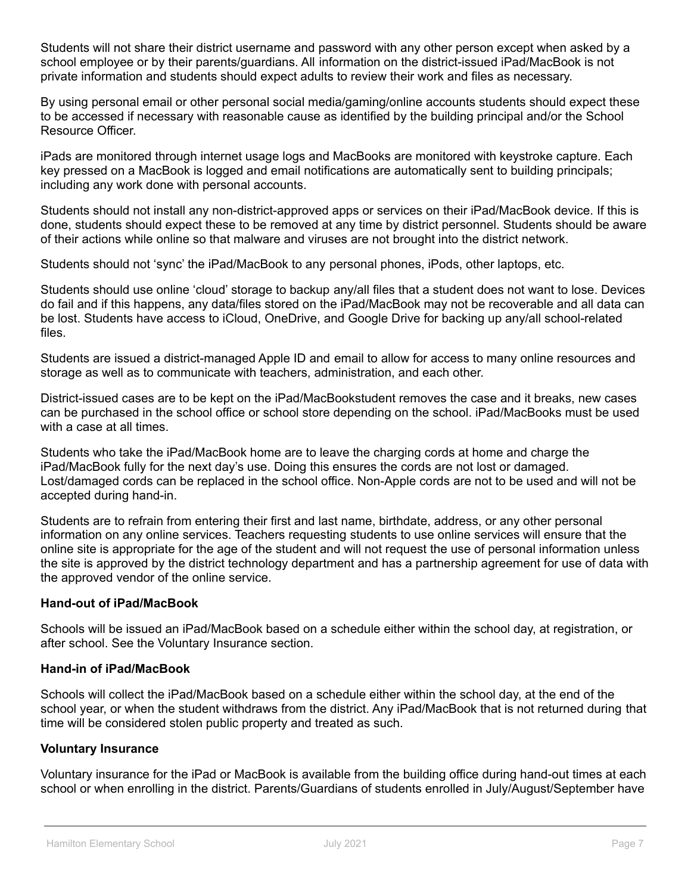Students will not share their district username and password with any other person except when asked by a school employee or by their parents/guardians. All information on the district-issued iPad/MacBook is not private information and students should expect adults to review their work and files as necessary.

By using personal email or other personal social media/gaming/online accounts students should expect these to be accessed if necessary with reasonable cause as identified by the building principal and/or the School Resource Officer.

iPads are monitored through internet usage logs and MacBooks are monitored with keystroke capture. Each key pressed on a MacBook is logged and email notifications are automatically sent to building principals; including any work done with personal accounts.

Students should not install any non-district-approved apps or services on their iPad/MacBook device. If this is done, students should expect these to be removed at any time by district personnel. Students should be aware of their actions while online so that malware and viruses are not brought into the district network.

Students should not 'sync' the iPad/MacBook to any personal phones, iPods, other laptops, etc.

Students should use online 'cloud' storage to backup any/all files that a student does not want to lose. Devices do fail and if this happens, any data/files stored on the iPad/MacBook may not be recoverable and all data can be lost. Students have access to iCloud, OneDrive, and Google Drive for backing up any/all school-related files.

Students are issued a district-managed Apple ID and email to allow for access to many online resources and storage as well as to communicate with teachers, administration, and each other.

District-issued cases are to be kept on the iPad/MacBookstudent removes the case and it breaks, new cases can be purchased in the school office or school store depending on the school. iPad/MacBooks must be used with a case at all times.

Students who take the iPad/MacBook home are to leave the charging cords at home and charge the iPad/MacBook fully for the next day's use. Doing this ensures the cords are not lost or damaged. Lost/damaged cords can be replaced in the school office. Non-Apple cords are not to be used and will not be accepted during hand-in.

Students are to refrain from entering their first and last name, birthdate, address, or any other personal information on any online services. Teachers requesting students to use online services will ensure that the online site is appropriate for the age of the student and will not request the use of personal information unless the site is approved by the district technology department and has a partnership agreement for use of data with the approved vendor of the online service.

**Hand-out of iPad/MacBook**

Schools will be issued an iPad/MacBook based on a schedule either within the school day, at registration, or after school. See the Voluntary Insurance section.

**Hand-in of iPad/MacBook**

Schools will collect the iPad/MacBook based on a schedule either within the school day, at the end of the school year, or when the student withdraws from the district. Any iPad/MacBook that is not returned during that time will be considered stolen public property and treated as such.

**Voluntary Insurance**

Voluntary insurance for the iPad or MacBook is available from the building office during hand-out times at each school or when enrolling in the district. Parents/Guardians of students enrolled in July/August/September have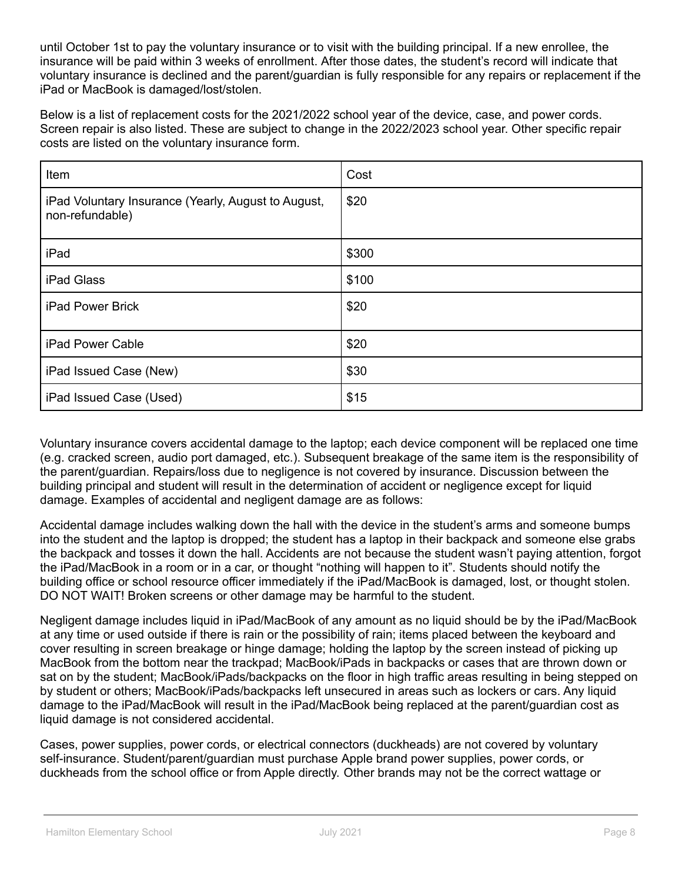until October 1st to pay the voluntary insurance or to visit with the building principal. If a new enrollee, the insurance will be paid within 3 weeks of enrollment. After those dates, the student's record will indicate that voluntary insurance is declined and the parent/guardian is fully responsible for any repairs or replacement if the iPad or MacBook is damaged/lost/stolen.

Below is a list of replacement costs for the 2021/2022 school year of the device, case, and power cords. Screen repair is also listed. These are subject to change in the 2022/2023 school year. Other specific repair costs are listed on the voluntary insurance form.

| Item | Cost |
|---|---|
| iPad Voluntary Insurance (Yearly, August to August, non-refundable) | $20 |
| iPad | $300 |
| iPad Glass | $100 |
| iPad Power Brick | $20 |
| iPad Power Cable | $20 |
| iPad Issued Case (New) | $30 |
| iPad Issued Case (Used) | $15 |

Voluntary insurance covers accidental damage to the laptop; each device component will be replaced one time (e.g. cracked screen, audio port damaged, etc.). Subsequent breakage of the same item is the responsibility of the parent/guardian. Repairs/loss due to negligence is not covered by insurance. Discussion between the building principal and student will result in the determination of accident or negligence except for liquid damage. Examples of accidental and negligent damage are as follows:

Accidental damage includes walking down the hall with the device in the student's arms and someone bumps into the student and the laptop is dropped; the student has a laptop in their backpack and someone else grabs the backpack and tosses it down the hall. Accidents are not because the student wasn't paying attention, forgot the iPad/MacBook in a room or in a car, or thought "nothing will happen to it". Students should notify the building office or school resource officer immediately if the iPad/MacBook is damaged, lost, or thought stolen. DO NOT WAIT! Broken screens or other damage may be harmful to the student.

Negligent damage includes liquid in iPad/MacBook of any amount as no liquid should be by the iPad/MacBook at any time or used outside if there is rain or the possibility of rain; items placed between the keyboard and cover resulting in screen breakage or hinge damage; holding the laptop by the screen instead of picking up MacBook from the bottom near the trackpad; MacBook/iPads in backpacks or cases that are thrown down or sat on by the student; MacBook/iPads/backpacks on the floor in high traffic areas resulting in being stepped on by student or others; MacBook/iPads/backpacks left unsecured in areas such as lockers or cars. Any liquid damage to the iPad/MacBook will result in the iPad/MacBook being replaced at the parent/guardian cost as liquid damage is not considered accidental.

Cases, power supplies, power cords, or electrical connectors (duckheads) are not covered by voluntary self-insurance. Student/parent/guardian must purchase Apple brand power supplies, power cords, or duckheads from the school office or from Apple directly. Other brands may not be the correct wattage or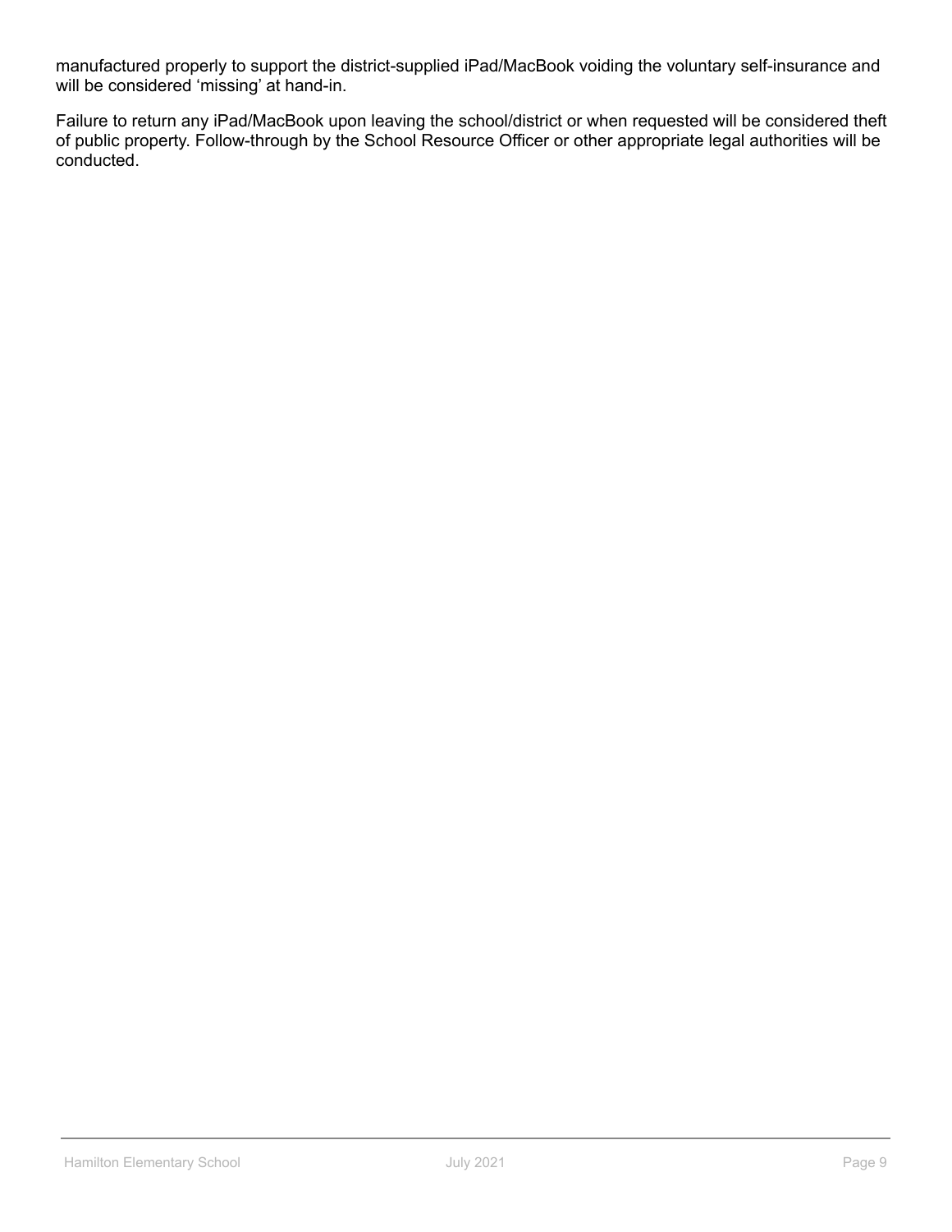manufactured properly to support the district-supplied iPad/MacBook voiding the voluntary self-insurance and will be considered 'missing' at hand-in.

Failure to return any iPad/MacBook upon leaving the school/district or when requested will be considered theft of public property. Follow-through by the School Resource Officer or other appropriate legal authorities will be conducted.